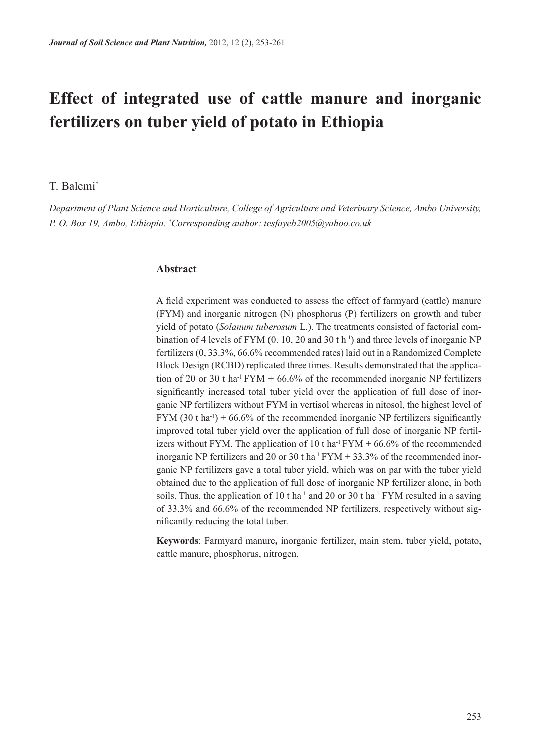# Effect of integrated use of cattle manure and inorganic fertilizers on tuber yield of potato in Ethiopia

T. Balemi*

*Department of Plant Science and Horticulture, College of Agriculture and Veterinary Science, Ambo University, P. O. Box 19, Ambo, Ethiopia. *Corresponding author: tesfayeb2005@yahoo.co.uk*

## Abstract

A field experiment was conducted to assess the effect of farmyard (cattle) manure (FYM) and inorganic nitrogen (N) phosphorus (P) fertilizers on growth and tuber yield of potato (*Solanum tuberosum* L.). The treatments consisted of factorial combination of 4 levels of FYM (0. 10, 20 and 30 t $h^{-1}$) and three levels of inorganic NP fertilizers (0, 33.3%, 66.6% recommended rates) laid out in a Randomized Complete Block Design (RCBD) replicated three times. Results demonstrated that the application of 20 or 30 t $ha^{-1}$ FYM + 66.6% of the recommended inorganic NP fertilizers significantly increased total tuber yield over the application of full dose of inorganic NP fertilizers without FYM in vertisol whereas in nitosol, the highest level of FYM (30 t $ha^{-1}$) + 66.6% of the recommended inorganic NP fertilizers significantly improved total tuber yield over the application of full dose of inorganic NP fertilizers without FYM. The application of 10 t $ha^{-1}$ FYM + 66.6% of the recommended inorganic NP fertilizers and 20 or 30 t $ha^{-1}$ FYM + 33.3% of the recommended inorganic NP fertilizers gave a total tuber yield, which was on par with the tuber yield obtained due to the application of full dose of inorganic NP fertilizer alone, in both soils. Thus, the application of 10 t $ha^{-1}$ and 20 or 30 t $ha^{-1}$ FYM resulted in a saving of 33.3% and 66.6% of the recommended NP fertilizers, respectively without significantly reducing the total tuber.

**Keywords**: Farmyard manure**,** inorganic fertilizer, main stem, tuber yield, potato, cattle manure, phosphorus, nitrogen.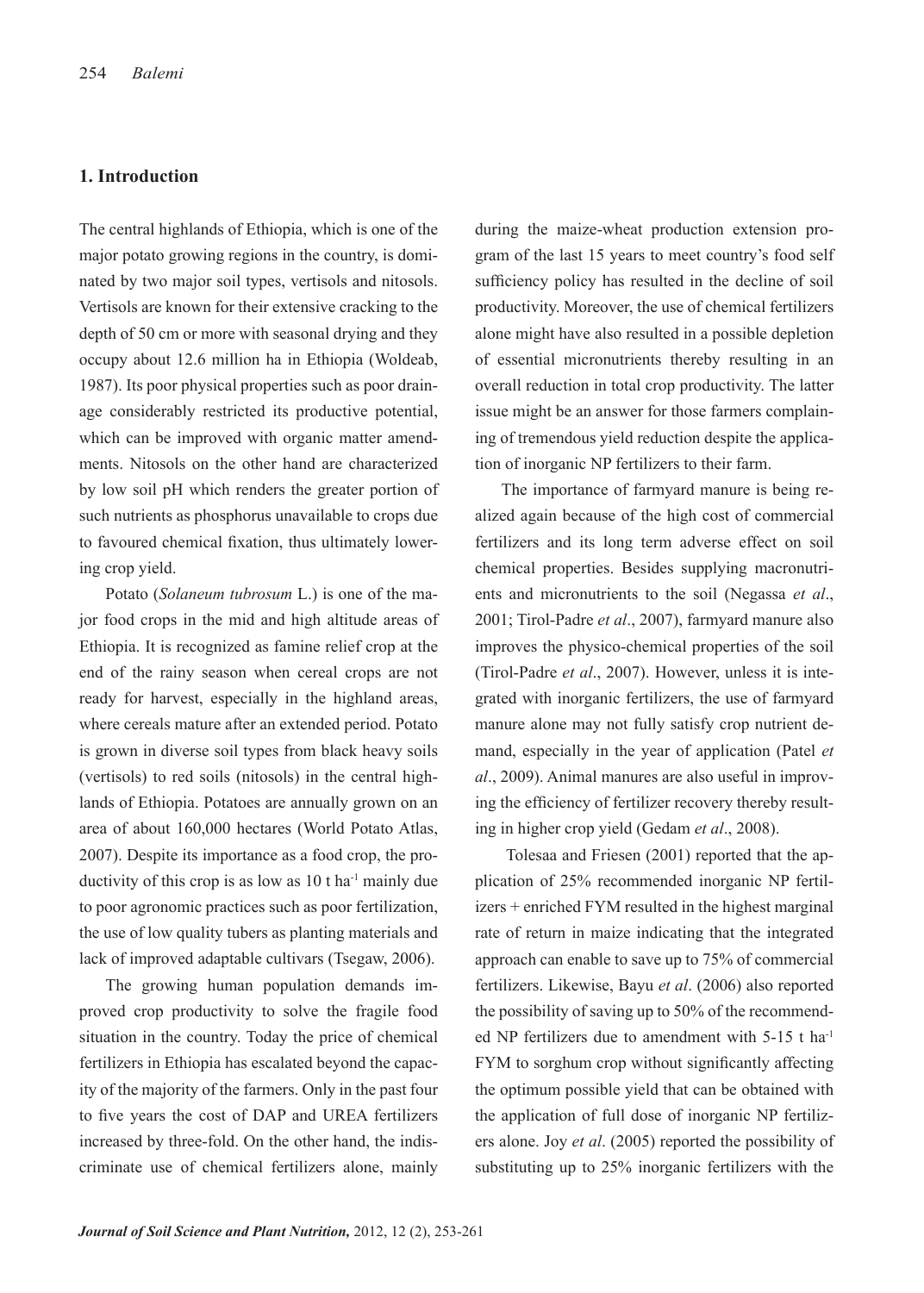## 1. Introduction

The central highlands of Ethiopia, which is one of the major potato growing regions in the country, is dominated by two major soil types, vertisols and nitosols. Vertisols are known for their extensive cracking to the depth of 50 cm or more with seasonal drying and they occupy about 12.6 million ha in Ethiopia (Woldeab, 1987). Its poor physical properties such as poor drainage considerably restricted its productive potential, which can be improved with organic matter amendments. Nitosols on the other hand are characterized by low soil pH which renders the greater portion of such nutrients as phosphorus unavailable to crops due to favoured chemical fixation, thus ultimately lowering crop yield.

Potato (*Solaneum tubrosum* L.) is one of the major food crops in the mid and high altitude areas of Ethiopia. It is recognized as famine relief crop at the end of the rainy season when cereal crops are not ready for harvest, especially in the highland areas, where cereals mature after an extended period. Potato is grown in diverse soil types from black heavy soils (vertisols) to red soils (nitosols) in the central highlands of Ethiopia. Potatoes are annually grown on an area of about 160,000 hectares (World Potato Atlas, 2007). Despite its importance as a food crop, the productivity of this crop is as low as 10 t $ha^{-1}$ mainly due to poor agronomic practices such as poor fertilization, the use of low quality tubers as planting materials and lack of improved adaptable cultivars (Tsegaw, 2006).

The growing human population demands improved crop productivity to solve the fragile food situation in the country. Today the price of chemical fertilizers in Ethiopia has escalated beyond the capacity of the majority of the farmers. Only in the past four to five years the cost of DAP and UREA fertilizers increased by three-fold. On the other hand, the indiscriminate use of chemical fertilizers alone, mainly during the maize-wheat production extension program of the last 15 years to meet country's food self sufficiency policy has resulted in the decline of soil productivity. Moreover, the use of chemical fertilizers alone might have also resulted in a possible depletion of essential micronutrients thereby resulting in an overall reduction in total crop productivity. The latter issue might be an answer for those farmers complaining of tremendous yield reduction despite the application of inorganic NP fertilizers to their farm.

The importance of farmyard manure is being realized again because of the high cost of commercial fertilizers and its long term adverse effect on soil chemical properties. Besides supplying macronutrients and micronutrients to the soil (Negassa *et al*., 2001; Tirol-Padre *et al*., 2007), farmyard manure also improves the physico-chemical properties of the soil (Tirol-Padre *et al*., 2007). However, unless it is integrated with inorganic fertilizers, the use of farmyard manure alone may not fully satisfy crop nutrient demand, especially in the year of application (Patel *et al*., 2009). Animal manures are also useful in improving the efficiency of fertilizer recovery thereby resulting in higher crop yield (Gedam *et al*., 2008).

Tolesaa and Friesen (2001) reported that the application of 25% recommended inorganic NP fertilizers + enriched FYM resulted in the highest marginal rate of return in maize indicating that the integrated approach can enable to save up to 75% of commercial fertilizers. Likewise, Bayu *et al*. (2006) also reported the possibility of saving up to 50% of the recommended NP fertilizers due to amendment with 5-15 t $ha^{-1}$ FYM to sorghum crop without significantly affecting the optimum possible yield that can be obtained with the application of full dose of inorganic NP fertilizers alone. Joy *et al*. (2005) reported the possibility of substituting up to 25% inorganic fertilizers with the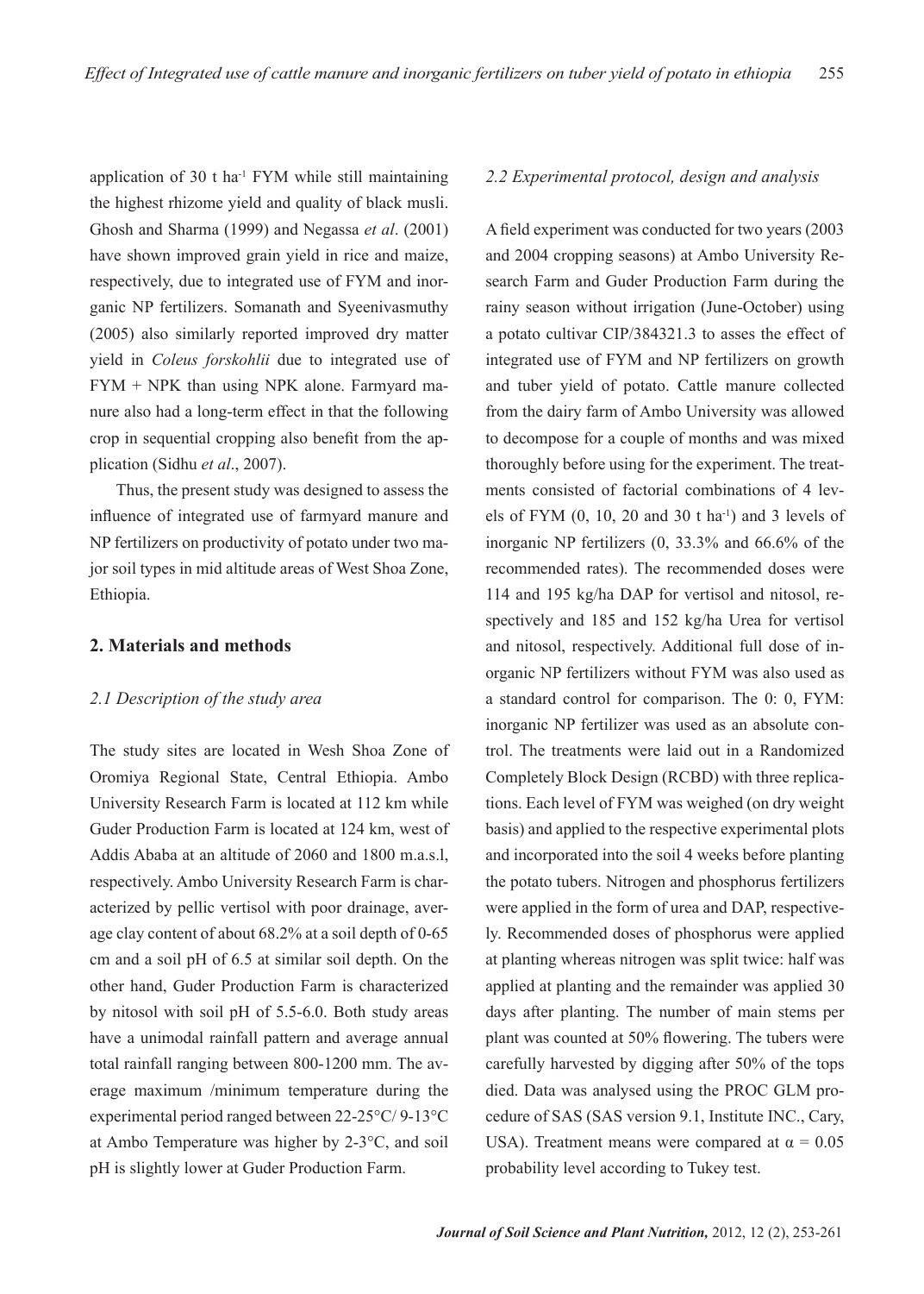application of 30 t ha$^{-1}$ FYM while still maintaining the highest rhizome yield and quality of black musli. Ghosh and Sharma (1999) and Negassa *et al*. (2001) have shown improved grain yield in rice and maize, respectively, due to integrated use of FYM and inorganic NP fertilizers. Somanath and Syeenivasmuthy (2005) also similarly reported improved dry matter yield in *Coleus forskohlii* due to integrated use of FYM + NPK than using NPK alone. Farmyard manure also had a long-term effect in that the following crop in sequential cropping also benefit from the application (Sidhu *et al*., 2007).

Thus, the present study was designed to assess the influence of integrated use of farmyard manure and NP fertilizers on productivity of potato under two major soil types in mid altitude areas of West Shoa Zone, Ethiopia.

## 2. Materials and methods

### *2.1 Description of the study area*

The study sites are located in Wesh Shoa Zone of Oromiya Regional State, Central Ethiopia. Ambo University Research Farm is located at 112 km while Guder Production Farm is located at 124 km, west of Addis Ababa at an altitude of 2060 and 1800 m.a.s.l, respectively. Ambo University Research Farm is characterized by pellic vertisol with poor drainage, average clay content of about 68.2% at a soil depth of 0-65 cm and a soil pH of 6.5 at similar soil depth. On the other hand, Guder Production Farm is characterized by nitosol with soil pH of 5.5-6.0. Both study areas have a unimodal rainfall pattern and average annual total rainfall ranging between 800-1200 mm. The average maximum /minimum temperature during the experimental period ranged between 22-25°C/ 9-13°C at Ambo Temperature was higher by 2-3°C, and soil pH is slightly lower at Guder Production Farm.

### *2.2 Experimental protocol, design and analysis*

A field experiment was conducted for two years (2003 and 2004 cropping seasons) at Ambo University Research Farm and Guder Production Farm during the rainy season without irrigation (June-October) using a potato cultivar CIP/384321.3 to asses the effect of integrated use of FYM and NP fertilizers on growth and tuber yield of potato. Cattle manure collected from the dairy farm of Ambo University was allowed to decompose for a couple of months and was mixed thoroughly before using for the experiment. The treatments consisted of factorial combinations of 4 levels of FYM (0, 10, 20 and 30 t ha$^{-1}$) and 3 levels of inorganic NP fertilizers (0, 33.3% and 66.6% of the recommended rates). The recommended doses were 114 and 195 kg/ha DAP for vertisol and nitosol, respectively and 185 and 152 kg/ha Urea for vertisol and nitosol, respectively. Additional full dose of inorganic NP fertilizers without FYM was also used as a standard control for comparison. The 0: 0, FYM: inorganic NP fertilizer was used as an absolute control. The treatments were laid out in a Randomized Completely Block Design (RCBD) with three replications. Each level of FYM was weighed (on dry weight basis) and applied to the respective experimental plots and incorporated into the soil 4 weeks before planting the potato tubers. Nitrogen and phosphorus fertilizers were applied in the form of urea and DAP, respectively. Recommended doses of phosphorus were applied at planting whereas nitrogen was split twice: half was applied at planting and the remainder was applied 30 days after planting. The number of main stems per plant was counted at 50% flowering. The tubers were carefully harvested by digging after 50% of the tops died. Data was analysed using the PROC GLM procedure of SAS (SAS version 9.1, Institute INC., Cary, USA). Treatment means were compared at $\alpha = 0.05$ probability level according to Tukey test.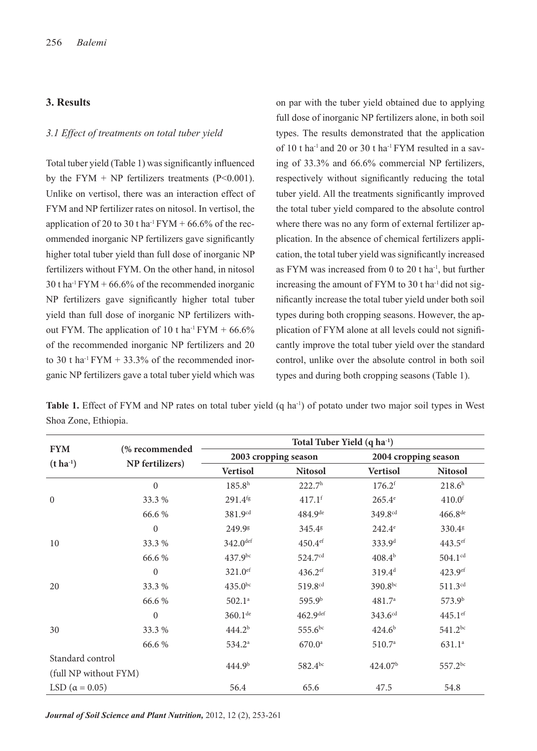## 3. Results

### 3.1 Effect of treatments on total tuber yield

Total tuber yield (Table 1) was significantly influenced by the FYM + NP fertilizers treatments ($P<0.001$). Unlike on vertisol, there was an interaction effect of FYM and NP fertilizer rates on nitosol. In vertisol, the application of 20 to 30 t ha$^{-1}$ FYM + 66.6% of the recommended inorganic NP fertilizers gave significantly higher total tuber yield than full dose of inorganic NP fertilizers without FYM. On the other hand, in nitosol 30 t ha$^{-1}$ FYM + 66.6% of the recommended inorganic NP fertilizers gave significantly higher total tuber yield than full dose of inorganic NP fertilizers without FYM. The application of 10 t ha$^{-1}$ FYM + 66.6% of the recommended inorganic NP fertilizers and 20 to 30 t ha$^{-1}$ FYM + 33.3% of the recommended inorganic NP fertilizers gave a total tuber yield which was on par with the tuber yield obtained due to applying full dose of inorganic NP fertilizers alone, in both soil types. The results demonstrated that the application of 10 t ha$^{-1}$ and 20 or 30 t ha$^{-1}$ FYM resulted in a saving of 33.3% and 66.6% commercial NP fertilizers, respectively without significantly reducing the total tuber yield. All the treatments significantly improved the total tuber yield compared to the absolute control where there was no any form of external fertilizer application. In the absence of chemical fertilizers application, the total tuber yield was significantly increased as FYM was increased from 0 to 20 t ha$^{-1}$, but further increasing the amount of FYM to 30 t ha$^{-1}$ did not significantly increase the total tuber yield under both soil types during both cropping seasons. However, the application of FYM alone at all levels could not significantly improve the total tuber yield over the standard control, unlike over the absolute control in both soil types and during both cropping seasons (Table 1).

**Table 1.** Effect of FYM and NP rates on total tuber yield (q ha$^{-1}$) of potato under two major soil types in West Shoa Zone, Ethiopia.

| FYM (t ha$^{-1}$) | (% recommended NP fertilizers) | Total Tuber Yield (q ha$^{-1}$) | | | |
|---|---|---|---|---|---|
| | | 2003 cropping season | | 2004 cropping season | |
| | | Vertisol | Nitosol | Vertisol | Nitosol |
| 0 | 0 | 185.8$^{h}$ | 222.7$^{h}$ | 176.2$^{f}$ | 218.6$^{h}$ |
| | 33.3 % | 291.4$^{fg}$ | 417.1$^{f}$ | 265.4$^{e}$ | 410.0$^{f}$ |
| | 66.6 % | 381.9$^{cd}$ | 484.9$^{de}$ | 349.8$^{cd}$ | 466.8$^{de}$ |
| 10 | 0 | 249.9$^{g}$ | 345.4$^{g}$ | 242.4$^{e}$ | 330.4$^{g}$ |
| | 33.3 % | 342.0$^{def}$ | 450.4$^{ef}$ | 333.9$^{d}$ | 443.5$^{ef}$ |
| | 66.6 % | 437.9$^{bc}$ | 524.7$^{cd}$ | 408.4$^{b}$ | 504.1$^{cd}$ |
| 20 | 0 | 321.0$^{ef}$ | 436.2$^{ef}$ | 319.4$^{d}$ | 423.9$^{ef}$ |
| | 33.3 % | 435.0$^{bc}$ | 519.8$^{cd}$ | 390.8$^{bc}$ | 511.3$^{cd}$ |
| | 66.6 % | 502.1$^{a}$ | 595.9$^{b}$ | 481.7$^{a}$ | 573.9$^{b}$ |
| 30 | 0 | 360.1$^{de}$ | 462.9$^{def}$ | 343.6$^{cd}$ | 445.1$^{ef}$ |
| | 33.3 % | 444.2$^{b}$ | 555.6$^{bc}$ | 424.6$^{b}$ | 541.2$^{bc}$ |
| | 66.6 % | 534.2$^{a}$ | 670.0$^{a}$ | 510.7$^{a}$ | 631.1$^{a}$ |
| Standard control (full NP without FYM) | | 444.9$^{b}$ | 582.4$^{bc}$ | 424.07$^{b}$ | 557.2$^{bc}$ |
| LSD ($\alpha = 0.05$) | | 56.4 | 65.6 | 47.5 | 54.8 |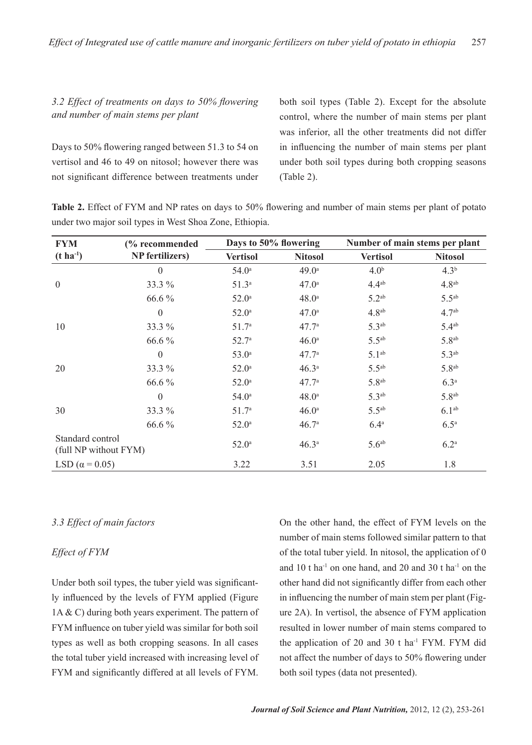### *3.2 Effect of treatments on days to 50% flowering and number of main stems per plant*

Days to 50% flowering ranged between 51.3 to 54 on vertisol and 46 to 49 on nitosol; however there was not significant difference between treatments under both soil types (Table 2). Except for the absolute control, where the number of main stems per plant was inferior, all the other treatments did not differ in influencing the number of main stems per plant under both soil types during both cropping seasons (Table 2).

**Table 2.** Effect of FYM and NP rates on days to 50% flowering and number of main stems per plant of potato under two major soil types in West Shoa Zone, Ethiopia.

| FYM ($t\ ha^{-1}$) | (% recommended NP fertilizers) | Days to 50% flowering | | Number of main stems per plant | |
|---|---|---|---|---|---|
| | | Vertisol | Nitosol | Vertisol | Nitosol |
| 0 | 0 | $54.0^{a}$ | $49.0^{a}$ | $4.0^{b}$ | $4.3^{b}$ |
| | 33.3 % | $51.3^{a}$ | $47.0^{a}$ | $4.4^{ab}$ | $4.8^{ab}$ |
| | 66.6 % | $52.0^{a}$ | $48.0^{a}$ | $5.2^{ab}$ | $5.5^{ab}$ |
| 10 | 0 | $52.0^{a}$ | $47.0^{a}$ | $4.8^{ab}$ | $4.7^{ab}$ |
| | 33.3 % | $51.7^{a}$ | $47.7^{a}$ | $5.3^{ab}$ | $5.4^{ab}$ |
| | 66.6 % | $52.7^{a}$ | $46.0^{a}$ | $5.5^{ab}$ | $5.8^{ab}$ |
| 20 | 0 | $53.0^{a}$ | $47.7^{a}$ | $5.1^{ab}$ | $5.3^{ab}$ |
| | 33.3 % | $52.0^{a}$ | $46.3^{a}$ | $5.5^{ab}$ | $5.8^{ab}$ |
| | 66.6 % | $52.0^{a}$ | $47.7^{a}$ | $5.8^{ab}$ | $6.3^{a}$ |
| 30 | 0 | $54.0^{a}$ | $48.0^{a}$ | $5.3^{ab}$ | $5.8^{ab}$ |
| | 33.3 % | $51.7^{a}$ | $46.0^{a}$ | $5.5^{ab}$ | $6.1^{ab}$ |
| | 66.6 % | $52.0^{a}$ | $46.7^{a}$ | $6.4^{a}$ | $6.5^{a}$ |
| Standard control (full NP without FYM) | | $52.0^{a}$ | $46.3^{a}$ | $5.6^{ab}$ | $6.2^{a}$ |
| LSD ($\alpha = 0.05$) | | 3.22 | 3.51 | 2.05 | 1.8 |

### *3.3 Effect of main factors*

#### *Effect of FYM*

Under both soil types, the tuber yield was significantly influenced by the levels of FYM applied (Figure 1A & C) during both years experiment. The pattern of FYM influence on tuber yield was similar for both soil types as well as both cropping seasons. In all cases the total tuber yield increased with increasing level of FYM and significantly differed at all levels of FYM.

On the other hand, the effect of FYM levels on the number of main stems followed similar pattern to that of the total tuber yield. In nitosol, the application of 0 and 10 $t\ ha^{-1}$ on one hand, and 20 and 30 $t\ ha^{-1}$ on the other hand did not significantly differ from each other in influencing the number of main stem per plant (Figure 2A). In vertisol, the absence of FYM application resulted in lower number of main stems compared to the application of 20 and 30 $t\ ha^{-1}$ FYM. FYM did not affect the number of days to 50% flowering under both soil types (data not presented).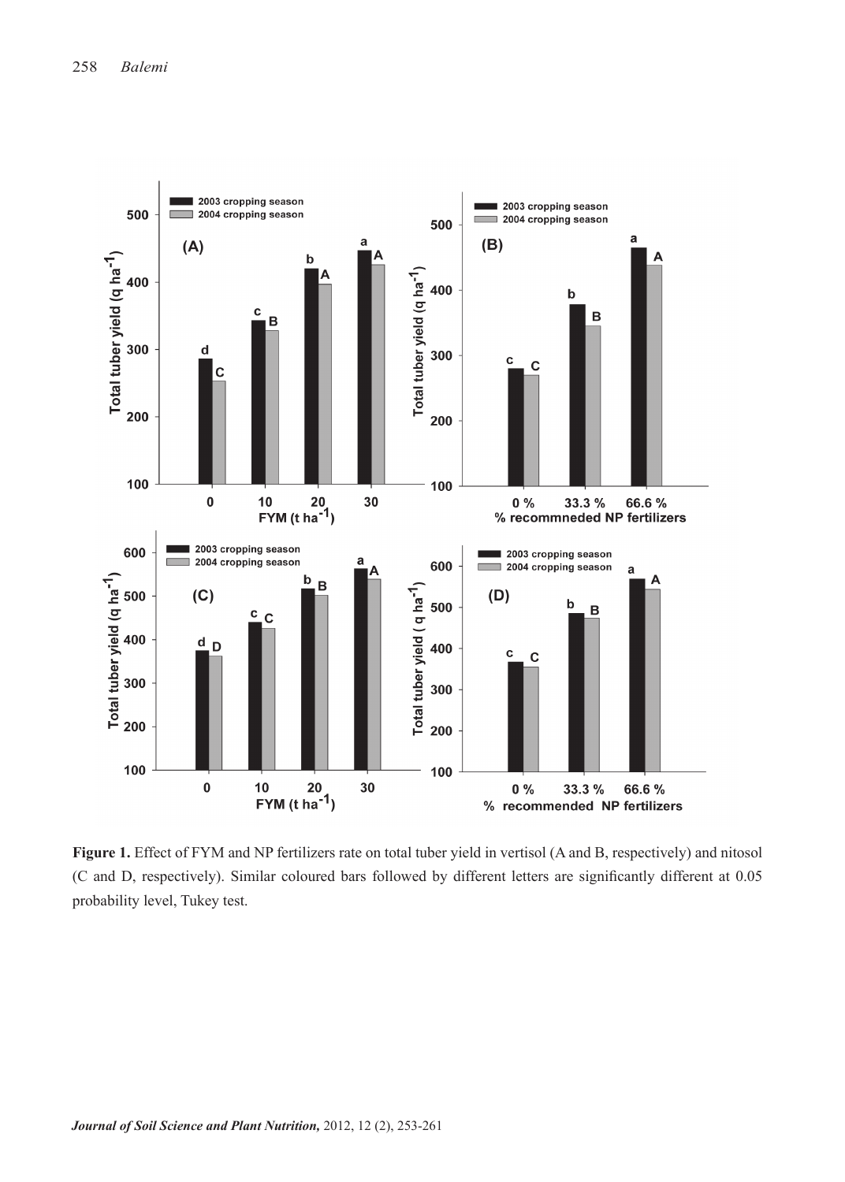**Figure 1.** Effect of FYM and NP fertilizers rate on total tuber yield in vertisol (A and B, respectively) and nitosol (C and D, respectively). Similar coloured bars followed by different letters are significantly different at 0.05 probability level, Tukey test.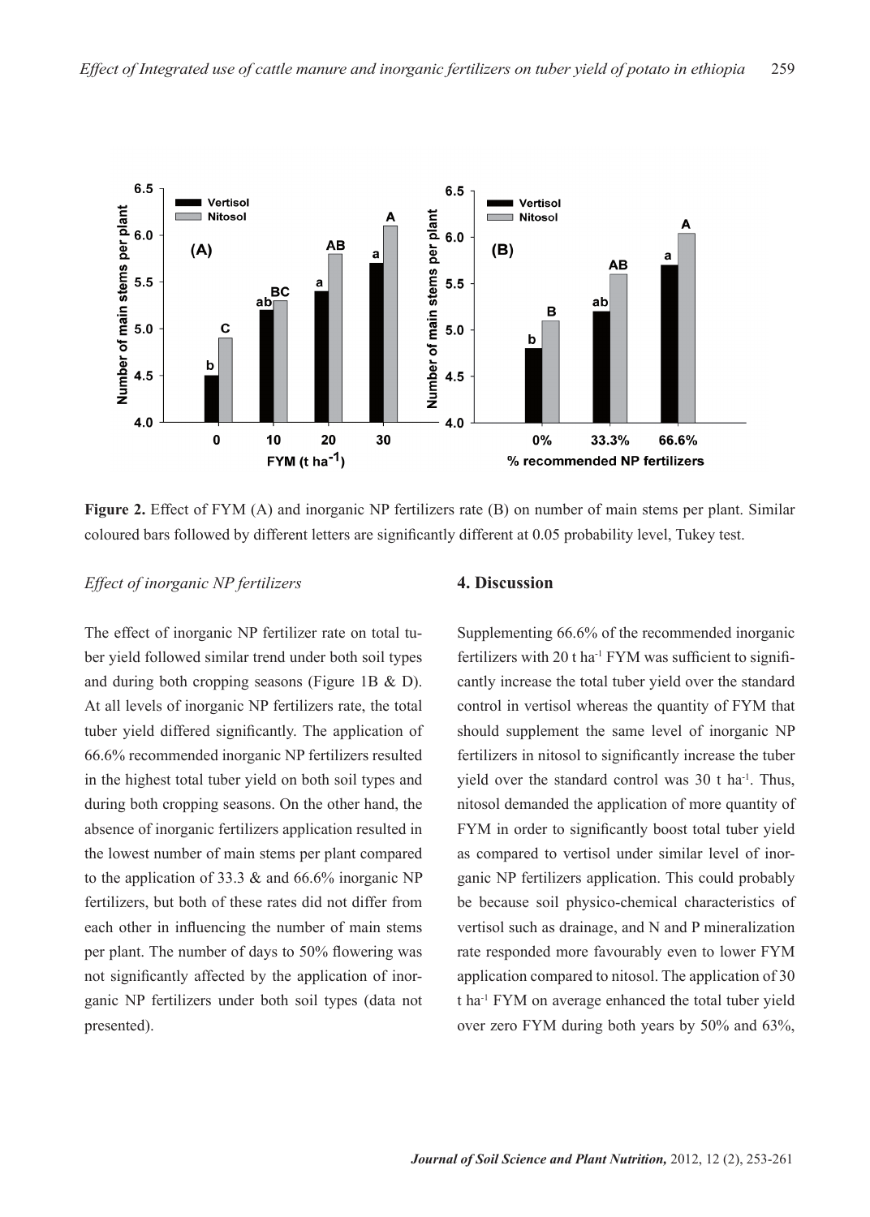**Figure 2.** Effect of FYM (A) and inorganic NP fertilizers rate (B) on number of main stems per plant. Similar coloured bars followed by different letters are significantly different at 0.05 probability level, Tukey test.

*Effect of inorganic NP fertilizers*

The effect of inorganic NP fertilizer rate on total tuber yield followed similar trend under both soil types and during both cropping seasons (Figure 1B & D). At all levels of inorganic NP fertilizers rate, the total tuber yield differed significantly. The application of 66.6% recommended inorganic NP fertilizers resulted in the highest total tuber yield on both soil types and during both cropping seasons. On the other hand, the absence of inorganic fertilizers application resulted in the lowest number of main stems per plant compared to the application of 33.3 & and 66.6% inorganic NP fertilizers, but both of these rates did not differ from each other in influencing the number of main stems per plant. The number of days to 50% flowering was not significantly affected by the application of inorganic NP fertilizers under both soil types (data not presented).

## 4. Discussion

Supplementing 66.6% of the recommended inorganic fertilizers with 20 t ha$^{-1}$ FYM was sufficient to significantly increase the total tuber yield over the standard control in vertisol whereas the quantity of FYM that should supplement the same level of inorganic NP fertilizers in nitosol to significantly increase the tuber yield over the standard control was 30 t ha$^{-1}$. Thus, nitosol demanded the application of more quantity of FYM in order to significantly boost total tuber yield as compared to vertisol under similar level of inorganic NP fertilizers application. This could probably be because soil physico-chemical characteristics of vertisol such as drainage, and N and P mineralization rate responded more favourably even to lower FYM application compared to nitosol. The application of 30 t ha$^{-1}$ FYM on average enhanced the total tuber yield over zero FYM during both years by 50% and 63%,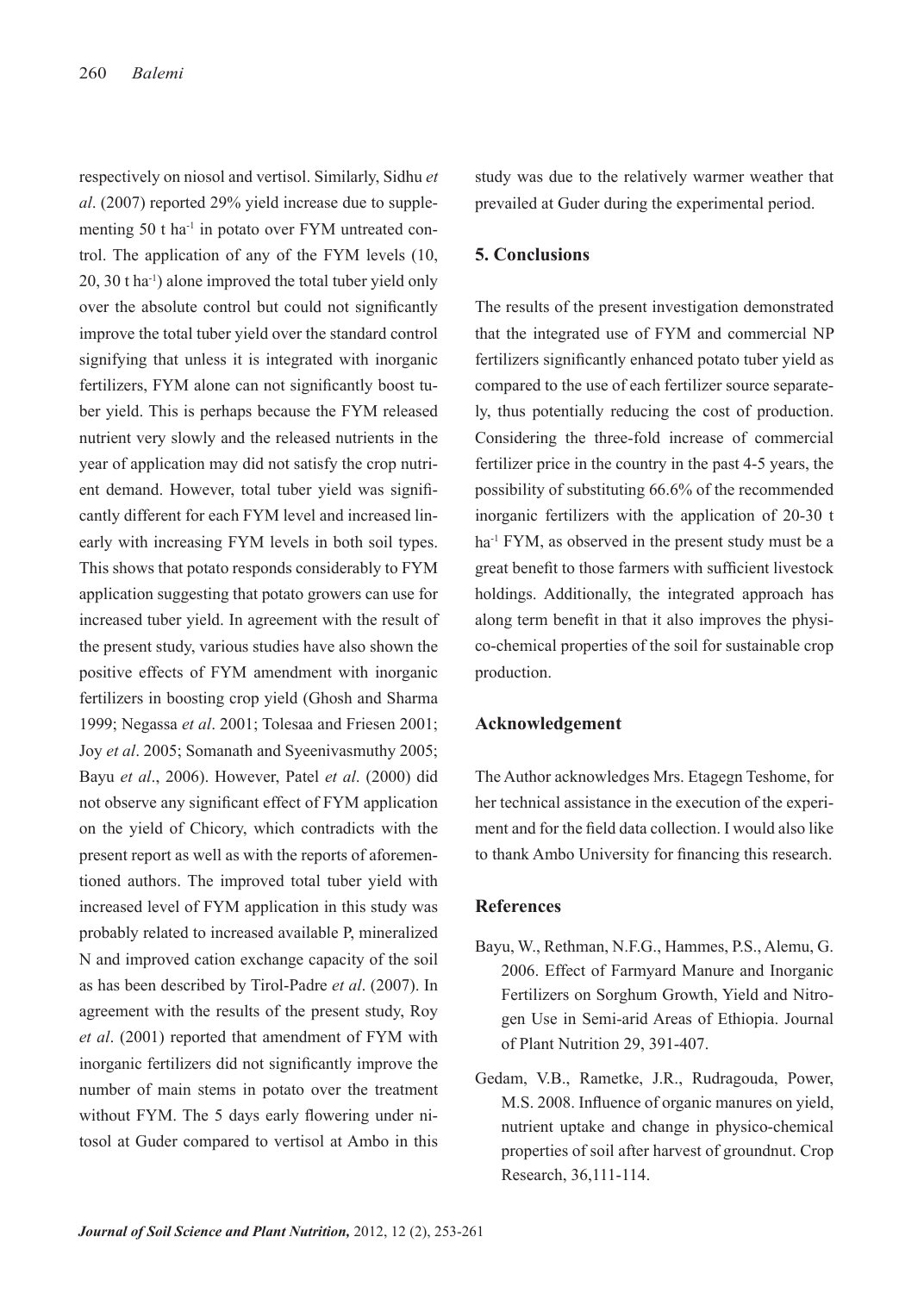respectively on niosol and vertisol. Similarly, Sidhu *et al*. (2007) reported 29% yield increase due to supplementing 50 t $ha^{-1}$ in potato over FYM untreated control. The application of any of the FYM levels (10, 20, 30 t $ha^{-1}$) alone improved the total tuber yield only over the absolute control but could not significantly improve the total tuber yield over the standard control signifying that unless it is integrated with inorganic fertilizers, FYM alone can not significantly boost tuber yield. This is perhaps because the FYM released nutrient very slowly and the released nutrients in the year of application may did not satisfy the crop nutrient demand. However, total tuber yield was significantly different for each FYM level and increased linearly with increasing FYM levels in both soil types. This shows that potato responds considerably to FYM application suggesting that potato growers can use for increased tuber yield. In agreement with the result of the present study, various studies have also shown the positive effects of FYM amendment with inorganic fertilizers in boosting crop yield (Ghosh and Sharma 1999; Negassa *et al*. 2001; Tolesaa and Friesen 2001; Joy *et al*. 2005; Somanath and Syeenivasmuthy 2005; Bayu *et al*., 2006). However, Patel *et al*. (2000) did not observe any significant effect of FYM application on the yield of Chicory, which contradicts with the present report as well as with the reports of aforementioned authors. The improved total tuber yield with increased level of FYM application in this study was probably related to increased available P, mineralized N and improved cation exchange capacity of the soil as has been described by Tirol-Padre *et al*. (2007). In agreement with the results of the present study, Roy *et al*. (2001) reported that amendment of FYM with inorganic fertilizers did not significantly improve the number of main stems in potato over the treatment without FYM. The 5 days early flowering under nitosol at Guder compared to vertisol at Ambo in this study was due to the relatively warmer weather that prevailed at Guder during the experimental period.

## 5. Conclusions

The results of the present investigation demonstrated that the integrated use of FYM and commercial NP fertilizers significantly enhanced potato tuber yield as compared to the use of each fertilizer source separately, thus potentially reducing the cost of production. Considering the three-fold increase of commercial fertilizer price in the country in the past 4-5 years, the possibility of substituting 66.6% of the recommended inorganic fertilizers with the application of 20-30 t $ha^{-1}$ FYM, as observed in the present study must be a great benefit to those farmers with sufficient livestock holdings. Additionally, the integrated approach has along term benefit in that it also improves the physico-chemical properties of the soil for sustainable crop production.

## Acknowledgement

The Author acknowledges Mrs. Etagegn Teshome, for her technical assistance in the execution of the experiment and for the field data collection. I would also like to thank Ambo University for financing this research.

## References

Bayu, W., Rethman, N.F.G., Hammes, P.S., Alemu, G. 2006. Effect of Farmyard Manure and Inorganic Fertilizers on Sorghum Growth, Yield and Nitrogen Use in Semi-arid Areas of Ethiopia. Journal of Plant Nutrition 29, 391-407.

Gedam, V.B., Rametke, J.R., Rudragouda, Power, M.S. 2008. Influence of organic manures on yield, nutrient uptake and change in physico-chemical properties of soil after harvest of groundnut. Crop Research, 36,111-114.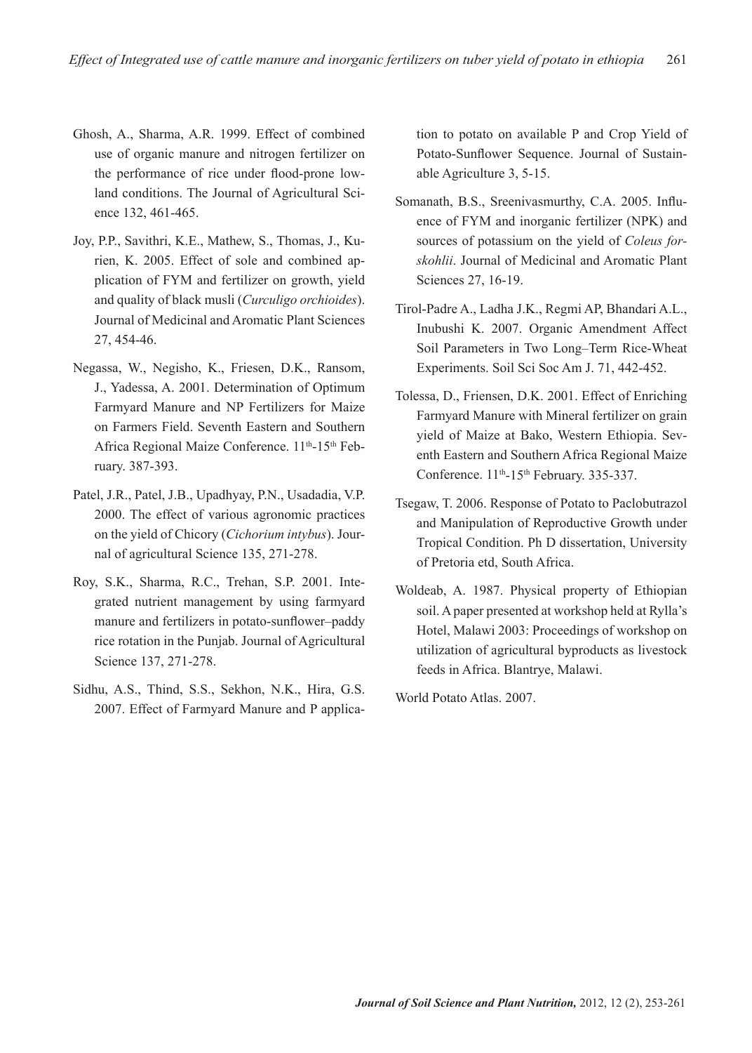Ghosh, A., Sharma, A.R. 1999. Effect of combined use of organic manure and nitrogen fertilizer on the performance of rice under flood-prone lowland conditions. The Journal of Agricultural Science 132, 461-465.

Joy, P.P., Savithri, K.E., Mathew, S., Thomas, J., Kurien, K. 2005. Effect of sole and combined application of FYM and fertilizer on growth, yield and quality of black musli (*Curculigo orchioides*). Journal of Medicinal and Aromatic Plant Sciences 27, 454-46.

Negassa, W., Negisho, K., Friesen, D.K., Ransom, J., Yadessa, A. 2001. Determination of Optimum Farmyard Manure and NP Fertilizers for Maize on Farmers Field. Seventh Eastern and Southern Africa Regional Maize Conference. 11th-15th February. 387-393.

Patel, J.R., Patel, J.B., Upadhyay, P.N., Usadadia, V.P. 2000. The effect of various agronomic practices on the yield of Chicory (*Cichorium intybus*). Journal of agricultural Science 135, 271-278.

Roy, S.K., Sharma, R.C., Trehan, S.P. 2001. Integrated nutrient management by using farmyard manure and fertilizers in potato-sunflower–paddy rice rotation in the Punjab. Journal of Agricultural Science 137, 271-278.

Sidhu, A.S., Thind, S.S., Sekhon, N.K., Hira, G.S. 2007. Effect of Farmyard Manure and P application to potato on available P and Crop Yield of Potato-Sunflower Sequence. Journal of Sustainable Agriculture 3, 5-15.

Somanath, B.S., Sreenivasmurthy, C.A. 2005. Influence of FYM and inorganic fertilizer (NPK) and sources of potassium on the yield of *Coleus forskohlii*. Journal of Medicinal and Aromatic Plant Sciences 27, 16-19.

Tirol-Padre A., Ladha J.K., Regmi AP, Bhandari A.L., Inubushi K. 2007. Organic Amendment Affect Soil Parameters in Two Long–Term Rice-Wheat Experiments. Soil Sci Soc Am J. 71, 442-452.

Tolessa, D., Friensen, D.K. 2001. Effect of Enriching Farmyard Manure with Mineral fertilizer on grain yield of Maize at Bako, Western Ethiopia. Seventh Eastern and Southern Africa Regional Maize Conference. 11th-15th February. 335-337.

Tsegaw, T. 2006. Response of Potato to Paclobutrazol and Manipulation of Reproductive Growth under Tropical Condition. Ph D dissertation, University of Pretoria etd, South Africa.

Woldeab, A. 1987. Physical property of Ethiopian soil. A paper presented at workshop held at Rylla's Hotel, Malawi 2003: Proceedings of workshop on utilization of agricultural byproducts as livestock feeds in Africa. Blantrye, Malawi.

World Potato Atlas. 2007.